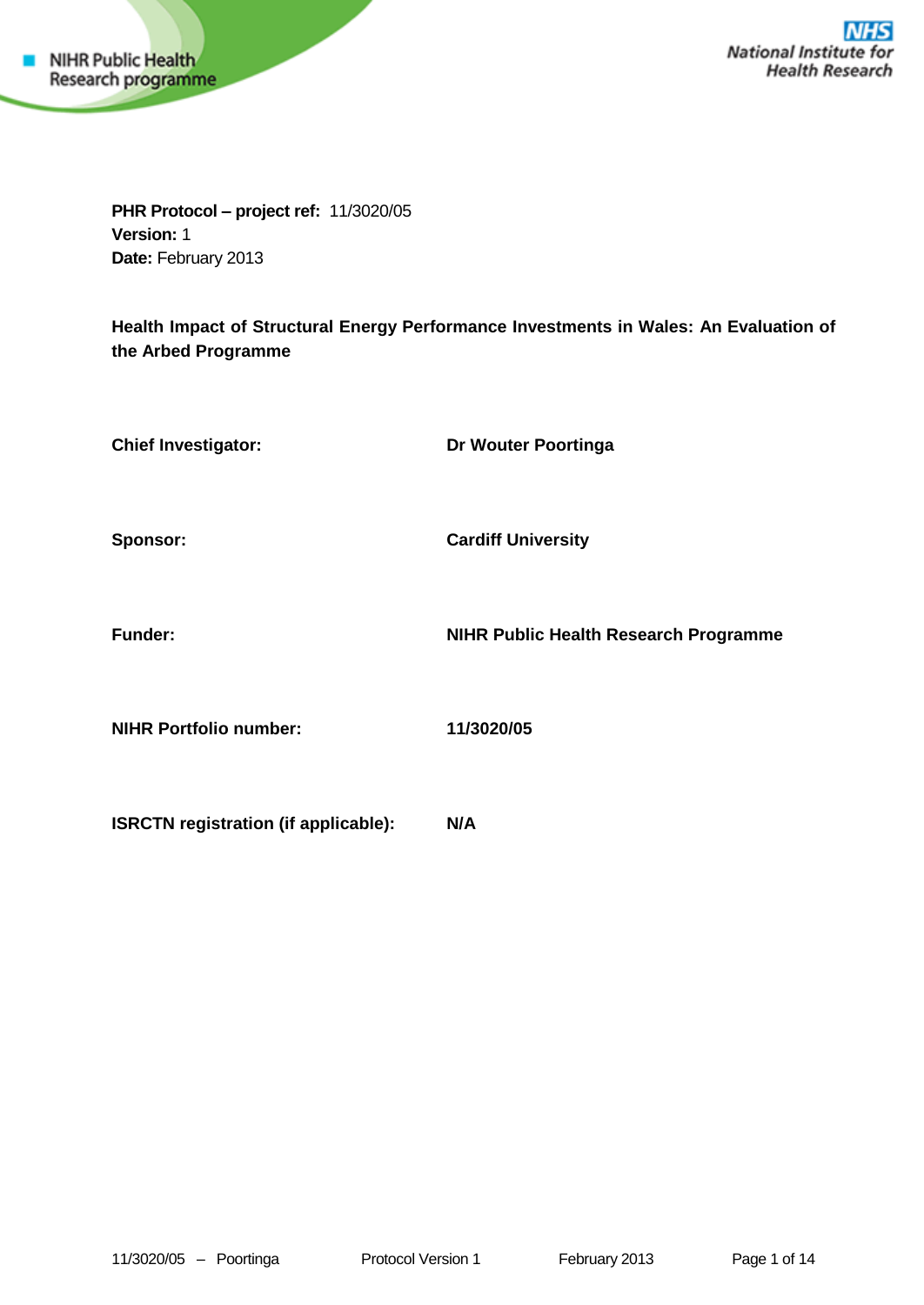NIHR Public Health Research programme

National Institute for Health Research

**PHR Protocol – project ref:** 11/3020/05
**Version:** 1
**Date:** February 2013

**Health Impact of Structural Energy Performance Investments in Wales: An Evaluation of the Arbed Programme**

| | |
|---|---|
| **Chief Investigator:** | **Dr Wouter Poortinga** |
| **Sponsor:** | **Cardiff University** |
| **Funder:** | **NIHR Public Health Research Programme** |
| **NIHR Portfolio number:** | **11/3020/05** |
| **ISRCTN registration (if applicable):** | **N/A** |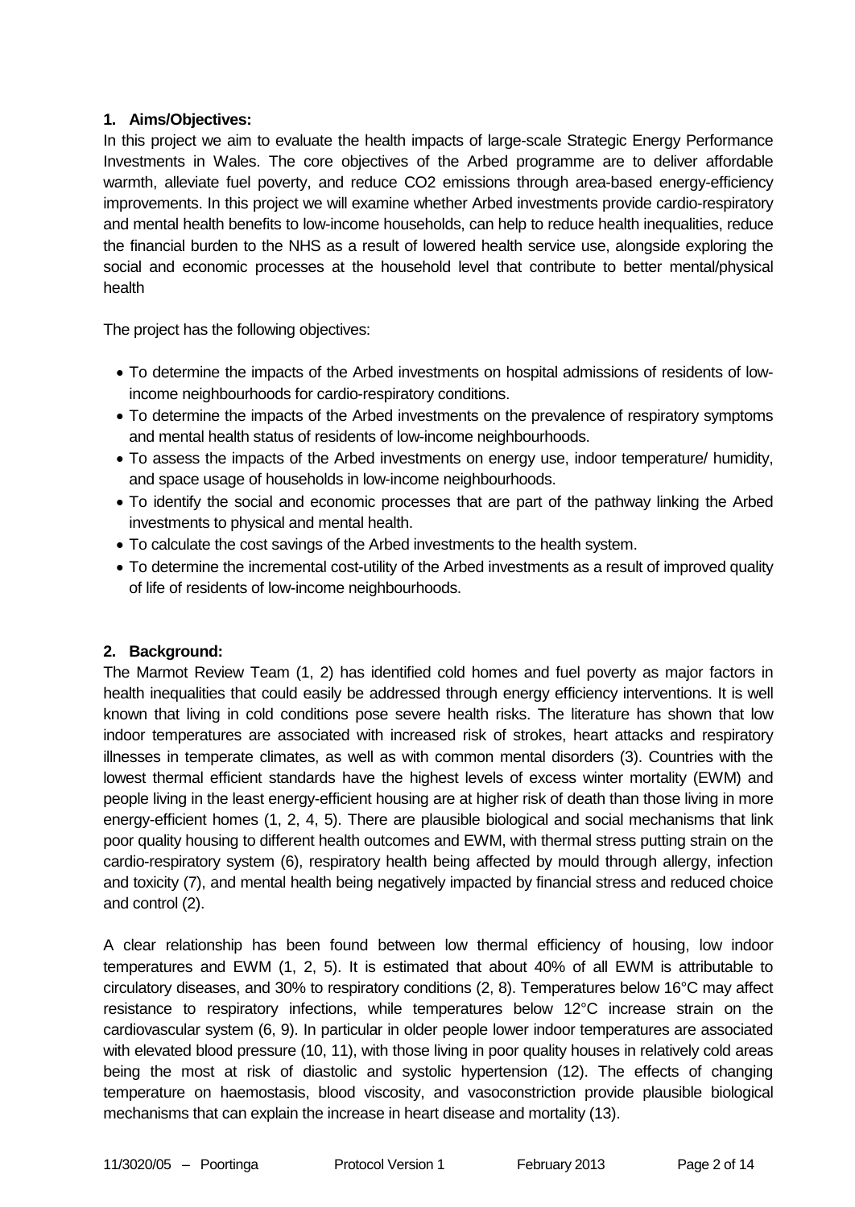## 1. Aims/Objectives:

In this project we aim to evaluate the health impacts of large-scale Strategic Energy Performance Investments in Wales. The core objectives of the Arbed programme are to deliver affordable warmth, alleviate fuel poverty, and reduce CO2 emissions through area-based energy-efficiency improvements. In this project we will examine whether Arbed investments provide cardio-respiratory and mental health benefits to low-income households, can help to reduce health inequalities, reduce the financial burden to the NHS as a result of lowered health service use, alongside exploring the social and economic processes at the household level that contribute to better mental/physical health

The project has the following objectives:

- To determine the impacts of the Arbed investments on hospital admissions of residents of low-income neighbourhoods for cardio-respiratory conditions.
- To determine the impacts of the Arbed investments on the prevalence of respiratory symptoms and mental health status of residents of low-income neighbourhoods.
- To assess the impacts of the Arbed investments on energy use, indoor temperature/ humidity, and space usage of households in low-income neighbourhoods.
- To identify the social and economic processes that are part of the pathway linking the Arbed investments to physical and mental health.
- To calculate the cost savings of the Arbed investments to the health system.
- To determine the incremental cost-utility of the Arbed investments as a result of improved quality of life of residents of low-income neighbourhoods.

## 2. Background:

The Marmot Review Team (1, 2) has identified cold homes and fuel poverty as major factors in health inequalities that could easily be addressed through energy efficiency interventions. It is well known that living in cold conditions pose severe health risks. The literature has shown that low indoor temperatures are associated with increased risk of strokes, heart attacks and respiratory illnesses in temperate climates, as well as with common mental disorders (3). Countries with the lowest thermal efficient standards have the highest levels of excess winter mortality (EWM) and people living in the least energy-efficient housing are at higher risk of death than those living in more energy-efficient homes (1, 2, 4, 5). There are plausible biological and social mechanisms that link poor quality housing to different health outcomes and EWM, with thermal stress putting strain on the cardio-respiratory system (6), respiratory health being affected by mould through allergy, infection and toxicity (7), and mental health being negatively impacted by financial stress and reduced choice and control (2).

A clear relationship has been found between low thermal efficiency of housing, low indoor temperatures and EWM (1, 2, 5). It is estimated that about 40% of all EWM is attributable to circulatory diseases, and 30% to respiratory conditions (2, 8). Temperatures below 16°C may affect resistance to respiratory infections, while temperatures below 12°C increase strain on the cardiovascular system (6, 9). In particular in older people lower indoor temperatures are associated with elevated blood pressure (10, 11), with those living in poor quality houses in relatively cold areas being the most at risk of diastolic and systolic hypertension (12). The effects of changing temperature on haemostasis, blood viscosity, and vasoconstriction provide plausible biological mechanisms that can explain the increase in heart disease and mortality (13).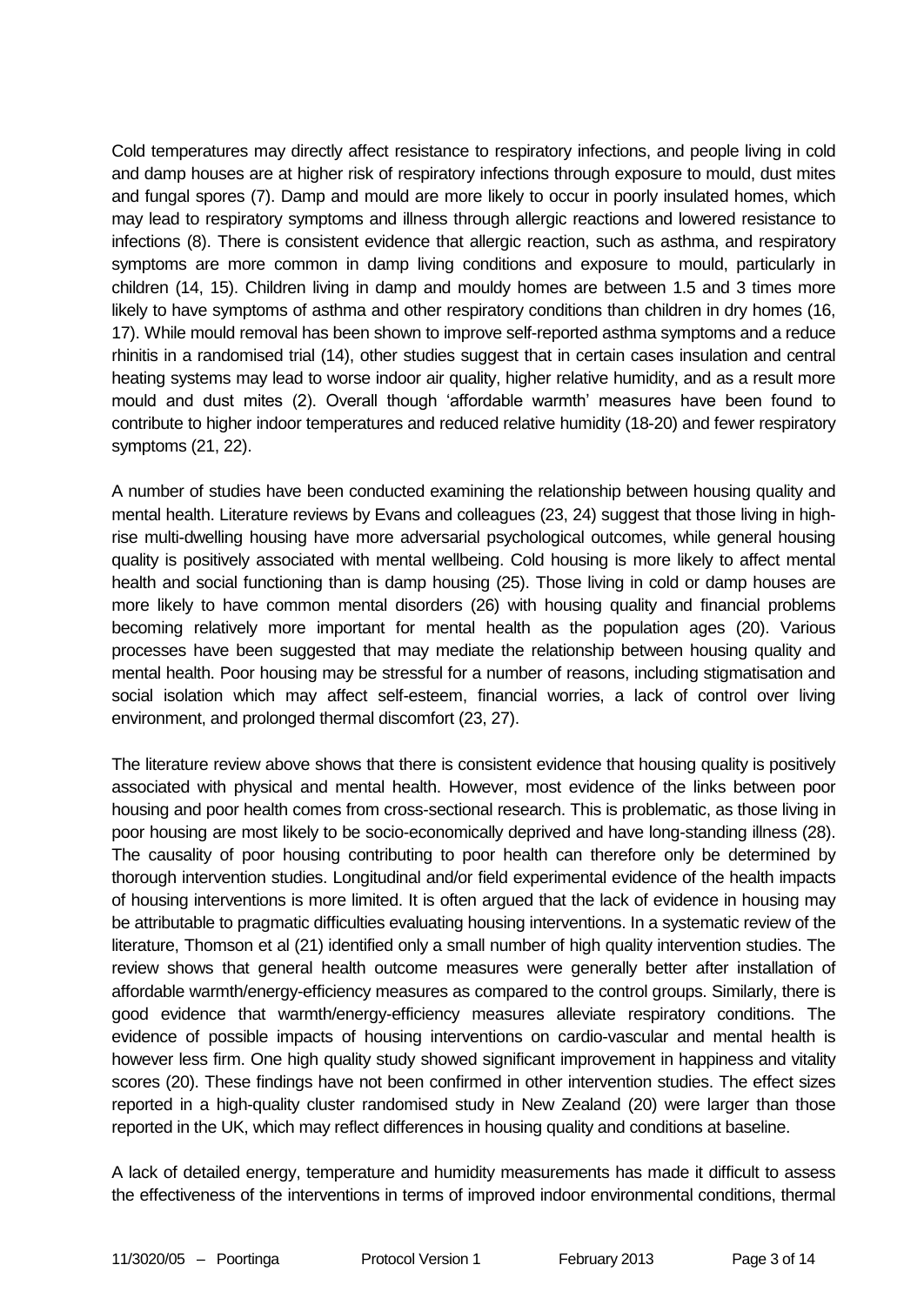Cold temperatures may directly affect resistance to respiratory infections, and people living in cold and damp houses are at higher risk of respiratory infections through exposure to mould, dust mites and fungal spores (7). Damp and mould are more likely to occur in poorly insulated homes, which may lead to respiratory symptoms and illness through allergic reactions and lowered resistance to infections (8). There is consistent evidence that allergic reaction, such as asthma, and respiratory symptoms are more common in damp living conditions and exposure to mould, particularly in children (14, 15). Children living in damp and mouldy homes are between 1.5 and 3 times more likely to have symptoms of asthma and other respiratory conditions than children in dry homes (16, 17). While mould removal has been shown to improve self-reported asthma symptoms and a reduce rhinitis in a randomised trial (14), other studies suggest that in certain cases insulation and central heating systems may lead to worse indoor air quality, higher relative humidity, and as a result more mould and dust mites (2). Overall though 'affordable warmth' measures have been found to contribute to higher indoor temperatures and reduced relative humidity (18-20) and fewer respiratory symptoms (21, 22).

A number of studies have been conducted examining the relationship between housing quality and mental health. Literature reviews by Evans and colleagues (23, 24) suggest that those living in high-rise multi-dwelling housing have more adversarial psychological outcomes, while general housing quality is positively associated with mental wellbeing. Cold housing is more likely to affect mental health and social functioning than is damp housing (25). Those living in cold or damp houses are more likely to have common mental disorders (26) with housing quality and financial problems becoming relatively more important for mental health as the population ages (20). Various processes have been suggested that may mediate the relationship between housing quality and mental health. Poor housing may be stressful for a number of reasons, including stigmatisation and social isolation which may affect self-esteem, financial worries, a lack of control over living environment, and prolonged thermal discomfort (23, 27).

The literature review above shows that there is consistent evidence that housing quality is positively associated with physical and mental health. However, most evidence of the links between poor housing and poor health comes from cross-sectional research. This is problematic, as those living in poor housing are most likely to be socio-economically deprived and have long-standing illness (28). The causality of poor housing contributing to poor health can therefore only be determined by thorough intervention studies. Longitudinal and/or field experimental evidence of the health impacts of housing interventions is more limited. It is often argued that the lack of evidence in housing may be attributable to pragmatic difficulties evaluating housing interventions. In a systematic review of the literature, Thomson et al (21) identified only a small number of high quality intervention studies. The review shows that general health outcome measures were generally better after installation of affordable warmth/energy-efficiency measures as compared to the control groups. Similarly, there is good evidence that warmth/energy-efficiency measures alleviate respiratory conditions. The evidence of possible impacts of housing interventions on cardio-vascular and mental health is however less firm. One high quality study showed significant improvement in happiness and vitality scores (20). These findings have not been confirmed in other intervention studies. The effect sizes reported in a high-quality cluster randomised study in New Zealand (20) were larger than those reported in the UK, which may reflect differences in housing quality and conditions at baseline.

A lack of detailed energy, temperature and humidity measurements has made it difficult to assess the effectiveness of the interventions in terms of improved indoor environmental conditions, thermal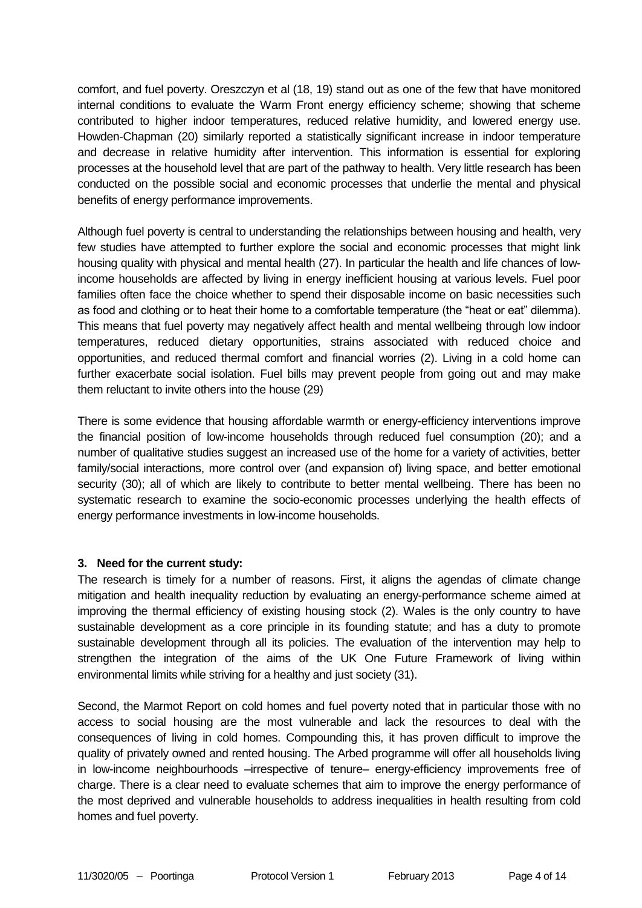comfort, and fuel poverty. Oreszczyn et al (18, 19) stand out as one of the few that have monitored internal conditions to evaluate the Warm Front energy efficiency scheme; showing that scheme contributed to higher indoor temperatures, reduced relative humidity, and lowered energy use. Howden-Chapman (20) similarly reported a statistically significant increase in indoor temperature and decrease in relative humidity after intervention. This information is essential for exploring processes at the household level that are part of the pathway to health. Very little research has been conducted on the possible social and economic processes that underlie the mental and physical benefits of energy performance improvements.

Although fuel poverty is central to understanding the relationships between housing and health, very few studies have attempted to further explore the social and economic processes that might link housing quality with physical and mental health (27). In particular the health and life chances of low-income households are affected by living in energy inefficient housing at various levels. Fuel poor families often face the choice whether to spend their disposable income on basic necessities such as food and clothing or to heat their home to a comfortable temperature (the "heat or eat" dilemma). This means that fuel poverty may negatively affect health and mental wellbeing through low indoor temperatures, reduced dietary opportunities, strains associated with reduced choice and opportunities, and reduced thermal comfort and financial worries (2). Living in a cold home can further exacerbate social isolation. Fuel bills may prevent people from going out and may make them reluctant to invite others into the house (29)

There is some evidence that housing affordable warmth or energy-efficiency interventions improve the financial position of low-income households through reduced fuel consumption (20); and a number of qualitative studies suggest an increased use of the home for a variety of activities, better family/social interactions, more control over (and expansion of) living space, and better emotional security (30); all of which are likely to contribute to better mental wellbeing. There has been no systematic research to examine the socio-economic processes underlying the health effects of energy performance investments in low-income households.

## 3. Need for the current study:

The research is timely for a number of reasons. First, it aligns the agendas of climate change mitigation and health inequality reduction by evaluating an energy-performance scheme aimed at improving the thermal efficiency of existing housing stock (2). Wales is the only country to have sustainable development as a core principle in its founding statute; and has a duty to promote sustainable development through all its policies. The evaluation of the intervention may help to strengthen the integration of the aims of the UK One Future Framework of living within environmental limits while striving for a healthy and just society (31).

Second, the Marmot Report on cold homes and fuel poverty noted that in particular those with no access to social housing are the most vulnerable and lack the resources to deal with the consequences of living in cold homes. Compounding this, it has proven difficult to improve the quality of privately owned and rented housing. The Arbed programme will offer all households living in low-income neighbourhoods –irrespective of tenure– energy-efficiency improvements free of charge. There is a clear need to evaluate schemes that aim to improve the energy performance of the most deprived and vulnerable households to address inequalities in health resulting from cold homes and fuel poverty.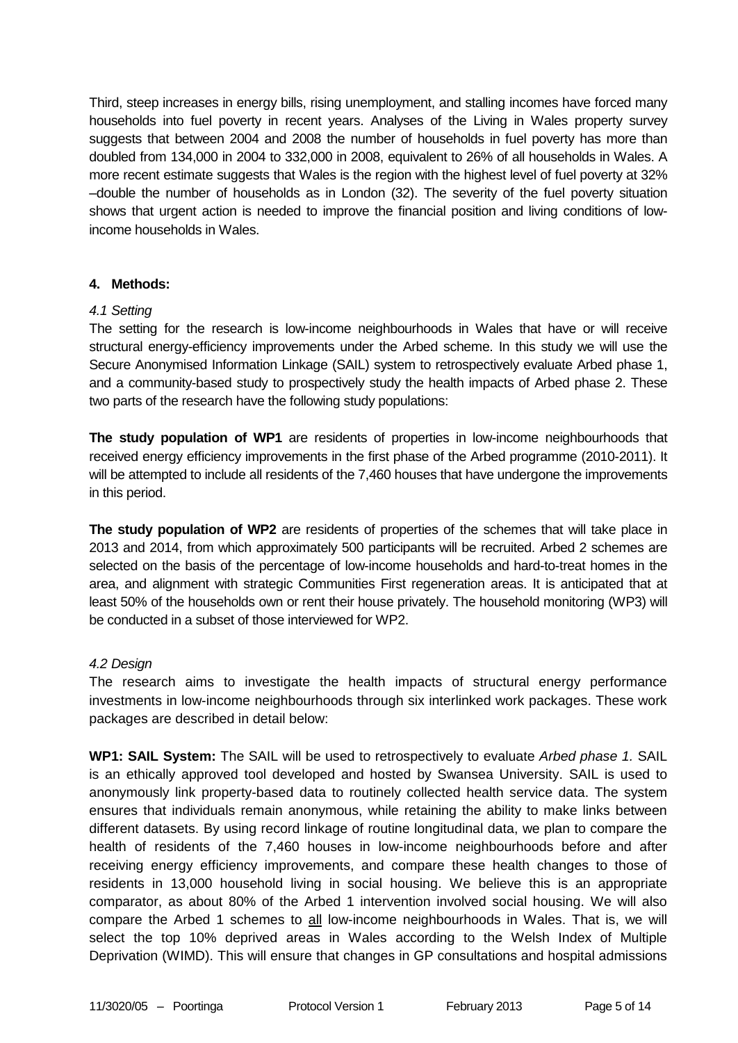Third, steep increases in energy bills, rising unemployment, and stalling incomes have forced many households into fuel poverty in recent years. Analyses of the Living in Wales property survey suggests that between 2004 and 2008 the number of households in fuel poverty has more than doubled from 134,000 in 2004 to 332,000 in 2008, equivalent to 26% of all households in Wales. A more recent estimate suggests that Wales is the region with the highest level of fuel poverty at 32% –double the number of households as in London (32). The severity of the fuel poverty situation shows that urgent action is needed to improve the financial position and living conditions of low-income households in Wales.

## 4. Methods:

### *4.1 Setting*

The setting for the research is low-income neighbourhoods in Wales that have or will receive structural energy-efficiency improvements under the Arbed scheme. In this study we will use the Secure Anonymised Information Linkage (SAIL) system to retrospectively evaluate Arbed phase 1, and a community-based study to prospectively study the health impacts of Arbed phase 2. These two parts of the research have the following study populations:

**The study population of WP1** are residents of properties in low-income neighbourhoods that received energy efficiency improvements in the first phase of the Arbed programme (2010-2011). It will be attempted to include all residents of the 7,460 houses that have undergone the improvements in this period.

**The study population of WP2** are residents of properties of the schemes that will take place in 2013 and 2014, from which approximately 500 participants will be recruited. Arbed 2 schemes are selected on the basis of the percentage of low-income households and hard-to-treat homes in the area, and alignment with strategic Communities First regeneration areas. It is anticipated that at least 50% of the households own or rent their house privately. The household monitoring (WP3) will be conducted in a subset of those interviewed for WP2.

### *4.2 Design*

The research aims to investigate the health impacts of structural energy performance investments in low-income neighbourhoods through six interlinked work packages. These work packages are described in detail below:

**WP1: SAIL System:** The SAIL will be used to retrospectively to evaluate *Arbed phase 1.* SAIL is an ethically approved tool developed and hosted by Swansea University. SAIL is used to anonymously link property-based data to routinely collected health service data. The system ensures that individuals remain anonymous, while retaining the ability to make links between different datasets. By using record linkage of routine longitudinal data, we plan to compare the health of residents of the 7,460 houses in low-income neighbourhoods before and after receiving energy efficiency improvements, and compare these health changes to those of residents in 13,000 household living in social housing. We believe this is an appropriate comparator, as about 80% of the Arbed 1 intervention involved social housing. We will also compare the Arbed 1 schemes to <u>all</u> low-income neighbourhoods in Wales. That is, we will select the top 10% deprived areas in Wales according to the Welsh Index of Multiple Deprivation (WIMD). This will ensure that changes in GP consultations and hospital admissions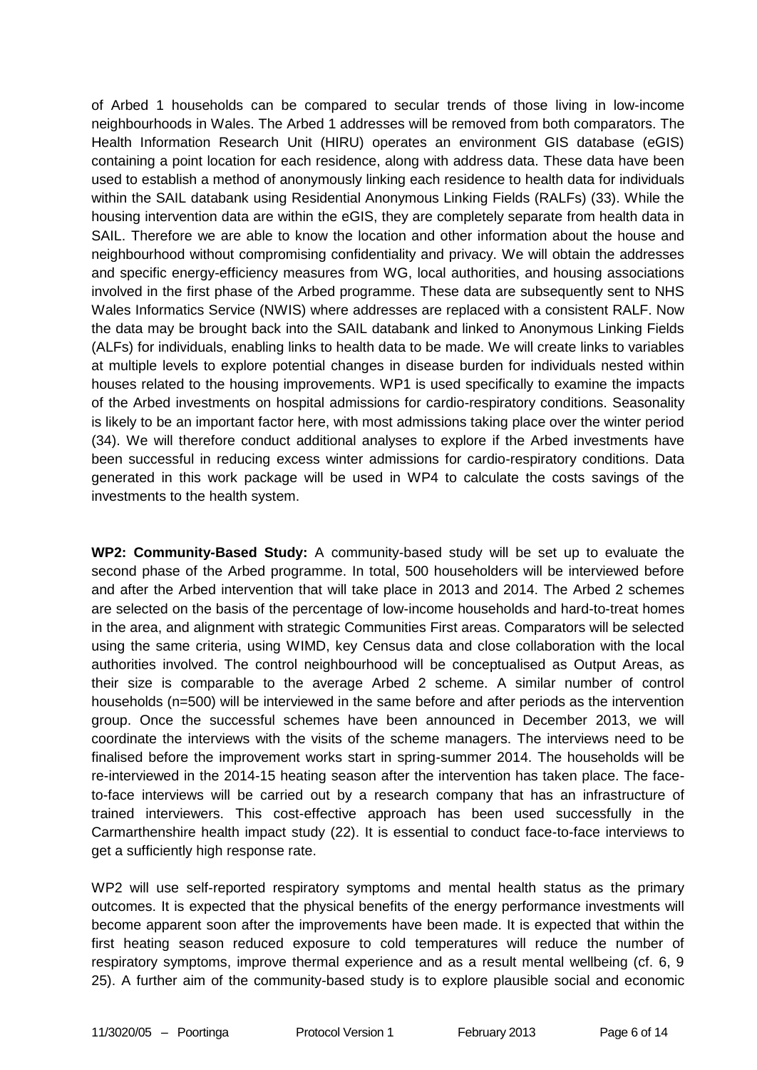of Arbed 1 households can be compared to secular trends of those living in low-income neighbourhoods in Wales. The Arbed 1 addresses will be removed from both comparators. The Health Information Research Unit (HIRU) operates an environment GIS database (eGIS) containing a point location for each residence, along with address data. These data have been used to establish a method of anonymously linking each residence to health data for individuals within the SAIL databank using Residential Anonymous Linking Fields (RALFs) (33). While the housing intervention data are within the eGIS, they are completely separate from health data in SAIL. Therefore we are able to know the location and other information about the house and neighbourhood without compromising confidentiality and privacy. We will obtain the addresses and specific energy-efficiency measures from WG, local authorities, and housing associations involved in the first phase of the Arbed programme. These data are subsequently sent to NHS Wales Informatics Service (NWIS) where addresses are replaced with a consistent RALF. Now the data may be brought back into the SAIL databank and linked to Anonymous Linking Fields (ALFs) for individuals, enabling links to health data to be made. We will create links to variables at multiple levels to explore potential changes in disease burden for individuals nested within houses related to the housing improvements. WP1 is used specifically to examine the impacts of the Arbed investments on hospital admissions for cardio-respiratory conditions. Seasonality is likely to be an important factor here, with most admissions taking place over the winter period (34). We will therefore conduct additional analyses to explore if the Arbed investments have been successful in reducing excess winter admissions for cardio-respiratory conditions. Data generated in this work package will be used in WP4 to calculate the costs savings of the investments to the health system.

**WP2: Community-Based Study:** A community-based study will be set up to evaluate the second phase of the Arbed programme. In total, 500 householders will be interviewed before and after the Arbed intervention that will take place in 2013 and 2014. The Arbed 2 schemes are selected on the basis of the percentage of low-income households and hard-to-treat homes in the area, and alignment with strategic Communities First areas. Comparators will be selected using the same criteria, using WIMD, key Census data and close collaboration with the local authorities involved. The control neighbourhood will be conceptualised as Output Areas, as their size is comparable to the average Arbed 2 scheme. A similar number of control households (n=500) will be interviewed in the same before and after periods as the intervention group. Once the successful schemes have been announced in December 2013, we will coordinate the interviews with the visits of the scheme managers. The interviews need to be finalised before the improvement works start in spring-summer 2014. The households will be re-interviewed in the 2014-15 heating season after the intervention has taken place. The face-to-face interviews will be carried out by a research company that has an infrastructure of trained interviewers. This cost-effective approach has been used successfully in the Carmarthenshire health impact study (22). It is essential to conduct face-to-face interviews to get a sufficiently high response rate.

WP2 will use self-reported respiratory symptoms and mental health status as the primary outcomes. It is expected that the physical benefits of the energy performance investments will become apparent soon after the improvements have been made. It is expected that within the first heating season reduced exposure to cold temperatures will reduce the number of respiratory symptoms, improve thermal experience and as a result mental wellbeing (cf. 6, 9 25). A further aim of the community-based study is to explore plausible social and economic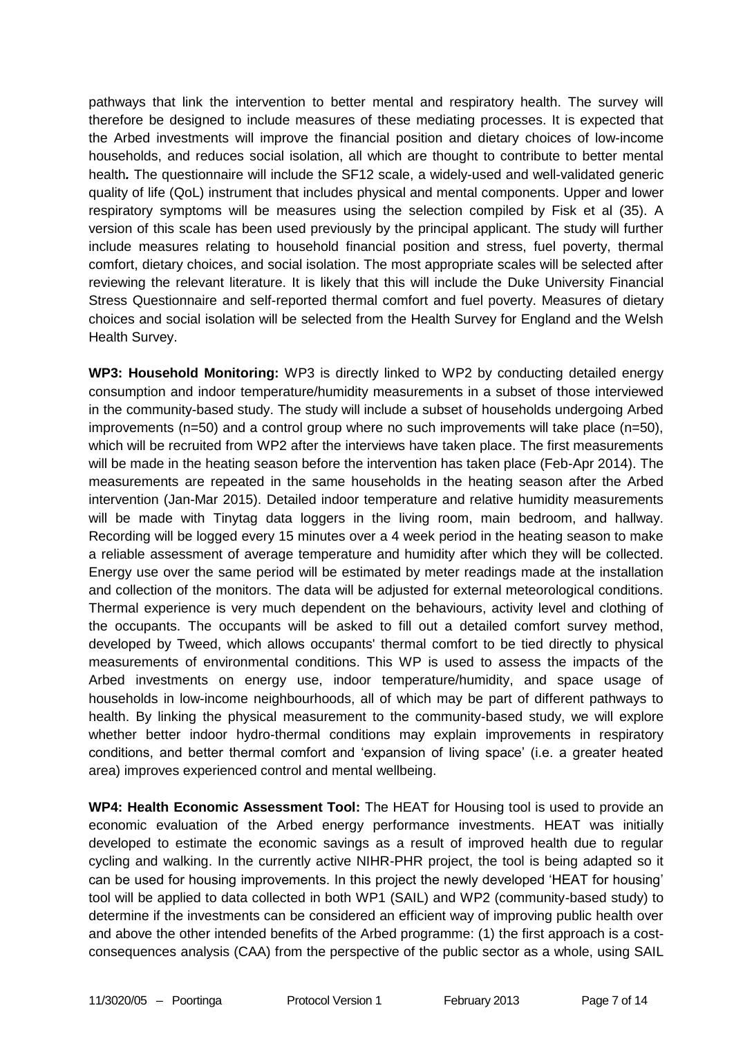pathways that link the intervention to better mental and respiratory health. The survey will therefore be designed to include measures of these mediating processes. It is expected that the Arbed investments will improve the financial position and dietary choices of low-income households, and reduces social isolation, all which are thought to contribute to better mental health*.* The questionnaire will include the SF12 scale, a widely-used and well-validated generic quality of life (QoL) instrument that includes physical and mental components. Upper and lower respiratory symptoms will be measures using the selection compiled by Fisk et al (35). A version of this scale has been used previously by the principal applicant. The study will further include measures relating to household financial position and stress, fuel poverty, thermal comfort, dietary choices, and social isolation. The most appropriate scales will be selected after reviewing the relevant literature. It is likely that this will include the Duke University Financial Stress Questionnaire and self-reported thermal comfort and fuel poverty. Measures of dietary choices and social isolation will be selected from the Health Survey for England and the Welsh Health Survey.

**WP3: Household Monitoring:** WP3 is directly linked to WP2 by conducting detailed energy consumption and indoor temperature/humidity measurements in a subset of those interviewed in the community-based study. The study will include a subset of households undergoing Arbed improvements (n=50) and a control group where no such improvements will take place (n=50), which will be recruited from WP2 after the interviews have taken place. The first measurements will be made in the heating season before the intervention has taken place (Feb-Apr 2014). The measurements are repeated in the same households in the heating season after the Arbed intervention (Jan-Mar 2015). Detailed indoor temperature and relative humidity measurements will be made with Tinytag data loggers in the living room, main bedroom, and hallway. Recording will be logged every 15 minutes over a 4 week period in the heating season to make a reliable assessment of average temperature and humidity after which they will be collected. Energy use over the same period will be estimated by meter readings made at the installation and collection of the monitors. The data will be adjusted for external meteorological conditions. Thermal experience is very much dependent on the behaviours, activity level and clothing of the occupants. The occupants will be asked to fill out a detailed comfort survey method, developed by Tweed, which allows occupants' thermal comfort to be tied directly to physical measurements of environmental conditions. This WP is used to assess the impacts of the Arbed investments on energy use, indoor temperature/humidity, and space usage of households in low-income neighbourhoods, all of which may be part of different pathways to health. By linking the physical measurement to the community-based study, we will explore whether better indoor hydro-thermal conditions may explain improvements in respiratory conditions, and better thermal comfort and 'expansion of living space' (i.e. a greater heated area) improves experienced control and mental wellbeing.

**WP4: Health Economic Assessment Tool:** The HEAT for Housing tool is used to provide an economic evaluation of the Arbed energy performance investments. HEAT was initially developed to estimate the economic savings as a result of improved health due to regular cycling and walking. In the currently active NIHR-PHR project, the tool is being adapted so it can be used for housing improvements. In this project the newly developed 'HEAT for housing' tool will be applied to data collected in both WP1 (SAIL) and WP2 (community-based study) to determine if the investments can be considered an efficient way of improving public health over and above the other intended benefits of the Arbed programme: (1) the first approach is a cost-consequences analysis (CAA) from the perspective of the public sector as a whole, using SAIL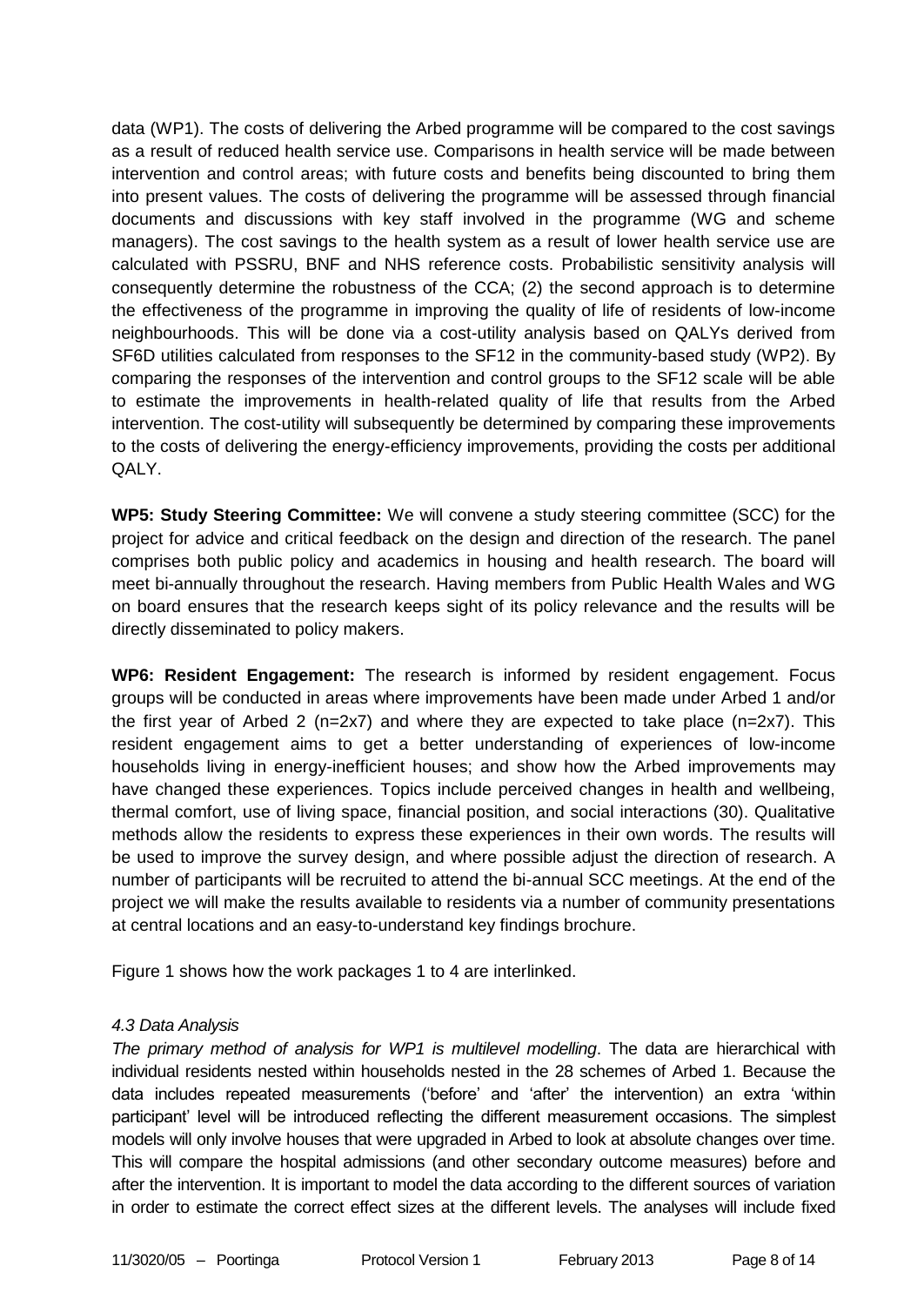data (WP1). The costs of delivering the Arbed programme will be compared to the cost savings as a result of reduced health service use. Comparisons in health service will be made between intervention and control areas; with future costs and benefits being discounted to bring them into present values. The costs of delivering the programme will be assessed through financial documents and discussions with key staff involved in the programme (WG and scheme managers). The cost savings to the health system as a result of lower health service use are calculated with PSSRU, BNF and NHS reference costs. Probabilistic sensitivity analysis will consequently determine the robustness of the CCA; (2) the second approach is to determine the effectiveness of the programme in improving the quality of life of residents of low-income neighbourhoods. This will be done via a cost-utility analysis based on QALYs derived from SF6D utilities calculated from responses to the SF12 in the community-based study (WP2). By comparing the responses of the intervention and control groups to the SF12 scale will be able to estimate the improvements in health-related quality of life that results from the Arbed intervention. The cost-utility will subsequently be determined by comparing these improvements to the costs of delivering the energy-efficiency improvements, providing the costs per additional QALY.

**WP5: Study Steering Committee:** We will convene a study steering committee (SCC) for the project for advice and critical feedback on the design and direction of the research. The panel comprises both public policy and academics in housing and health research. The board will meet bi-annually throughout the research. Having members from Public Health Wales and WG on board ensures that the research keeps sight of its policy relevance and the results will be directly disseminated to policy makers.

**WP6: Resident Engagement:** The research is informed by resident engagement. Focus groups will be conducted in areas where improvements have been made under Arbed 1 and/or the first year of Arbed 2 (n=2x7) and where they are expected to take place (n=2x7). This resident engagement aims to get a better understanding of experiences of low-income households living in energy-inefficient houses; and show how the Arbed improvements may have changed these experiences. Topics include perceived changes in health and wellbeing, thermal comfort, use of living space, financial position, and social interactions (30). Qualitative methods allow the residents to express these experiences in their own words. The results will be used to improve the survey design, and where possible adjust the direction of research. A number of participants will be recruited to attend the bi-annual SCC meetings. At the end of the project we will make the results available to residents via a number of community presentations at central locations and an easy-to-understand key findings brochure.

Figure 1 shows how the work packages 1 to 4 are interlinked.

*4.3 Data Analysis*

*The primary method of analysis for WP1 is multilevel modelling*. The data are hierarchical with individual residents nested within households nested in the 28 schemes of Arbed 1. Because the data includes repeated measurements ('before' and 'after' the intervention) an extra 'within participant' level will be introduced reflecting the different measurement occasions. The simplest models will only involve houses that were upgraded in Arbed to look at absolute changes over time. This will compare the hospital admissions (and other secondary outcome measures) before and after the intervention. It is important to model the data according to the different sources of variation in order to estimate the correct effect sizes at the different levels. The analyses will include fixed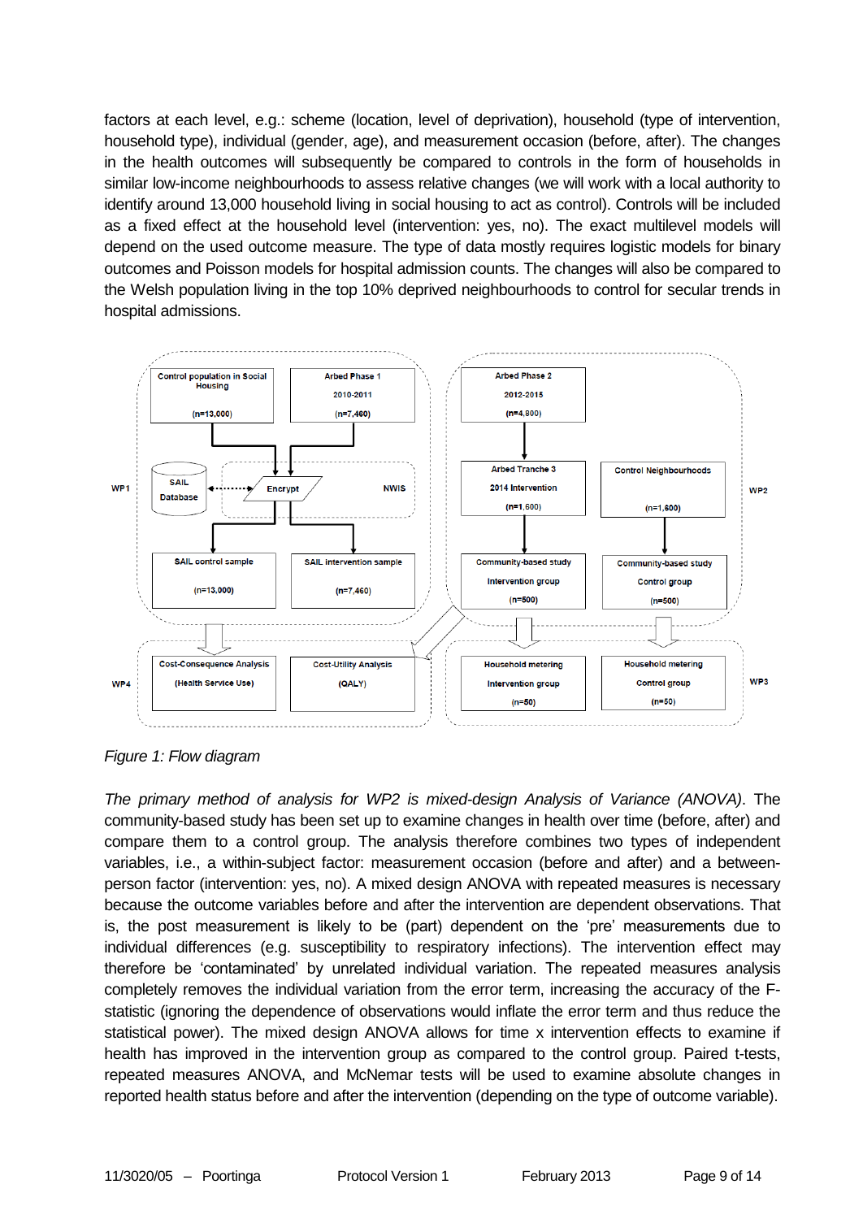factors at each level, e.g.: scheme (location, level of deprivation), household (type of intervention, household type), individual (gender, age), and measurement occasion (before, after). The changes in the health outcomes will subsequently be compared to controls in the form of households in similar low-income neighbourhoods to assess relative changes (we will work with a local authority to identify around 13,000 household living in social housing to act as control). Controls will be included as a fixed effect at the household level (intervention: yes, no). The exact multilevel models will depend on the used outcome measure. The type of data mostly requires logistic models for binary outcomes and Poisson models for hospital admission counts. The changes will also be compared to the Welsh population living in the top 10% deprived neighbourhoods to control for secular trends in hospital admissions.

*Figure 1: Flow diagram*

*The primary method of analysis for WP2 is mixed-design Analysis of Variance (ANOVA)*. The community-based study has been set up to examine changes in health over time (before, after) and compare them to a control group. The analysis therefore combines two types of independent variables, i.e., a within-subject factor: measurement occasion (before and after) and a between-person factor (intervention: yes, no). A mixed design ANOVA with repeated measures is necessary because the outcome variables before and after the intervention are dependent observations. That is, the post measurement is likely to be (part) dependent on the 'pre' measurements due to individual differences (e.g. susceptibility to respiratory infections). The intervention effect may therefore be 'contaminated' by unrelated individual variation. The repeated measures analysis completely removes the individual variation from the error term, increasing the accuracy of the F-statistic (ignoring the dependence of observations would inflate the error term and thus reduce the statistical power). The mixed design ANOVA allows for time x intervention effects to examine if health has improved in the intervention group as compared to the control group. Paired t-tests, repeated measures ANOVA, and McNemar tests will be used to examine absolute changes in reported health status before and after the intervention (depending on the type of outcome variable).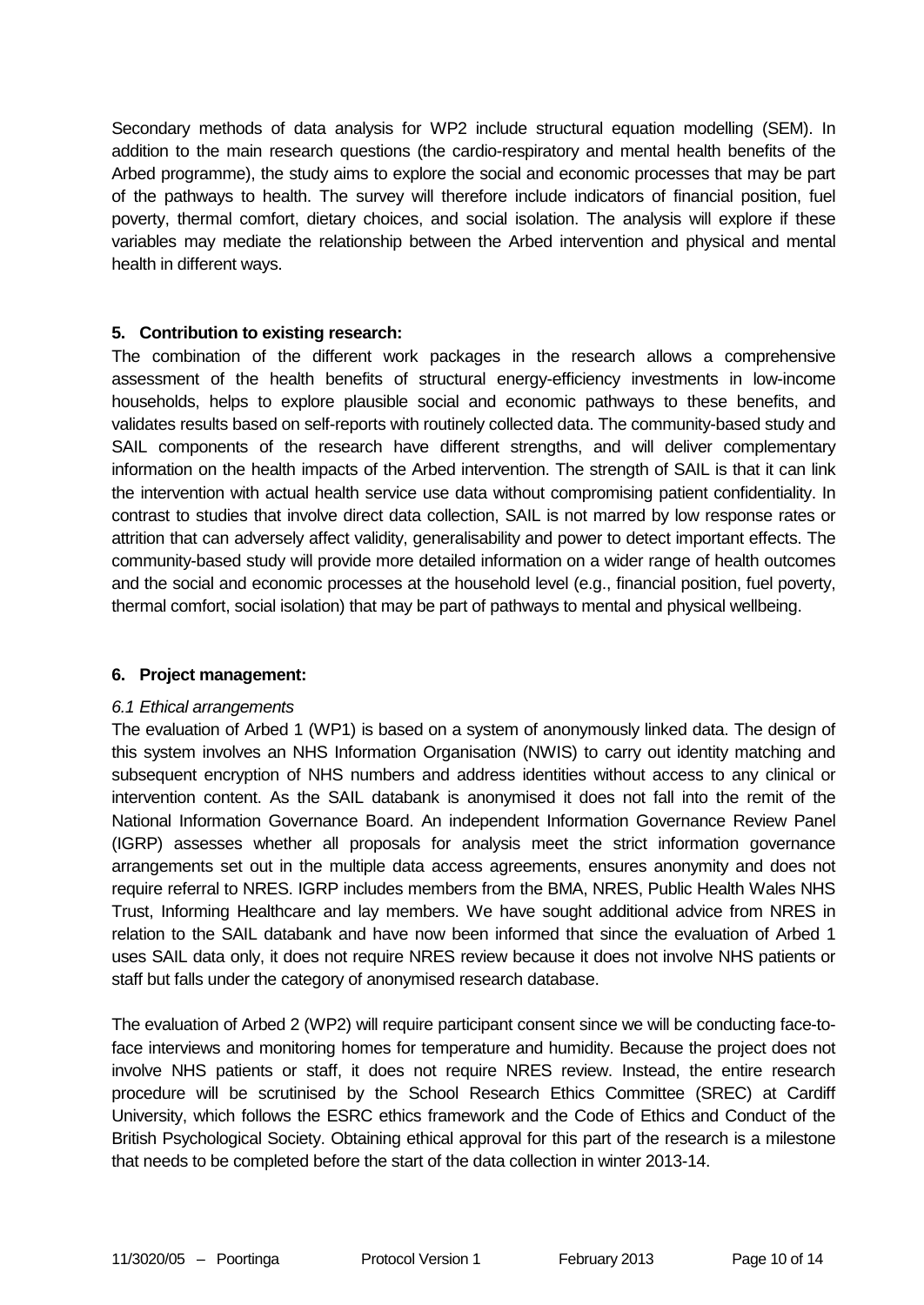Secondary methods of data analysis for WP2 include structural equation modelling (SEM). In addition to the main research questions (the cardio-respiratory and mental health benefits of the Arbed programme), the study aims to explore the social and economic processes that may be part of the pathways to health. The survey will therefore include indicators of financial position, fuel poverty, thermal comfort, dietary choices, and social isolation. The analysis will explore if these variables may mediate the relationship between the Arbed intervention and physical and mental health in different ways.

## 5. Contribution to existing research:

The combination of the different work packages in the research allows a comprehensive assessment of the health benefits of structural energy-efficiency investments in low-income households, helps to explore plausible social and economic pathways to these benefits, and validates results based on self-reports with routinely collected data. The community-based study and SAIL components of the research have different strengths, and will deliver complementary information on the health impacts of the Arbed intervention. The strength of SAIL is that it can link the intervention with actual health service use data without compromising patient confidentiality. In contrast to studies that involve direct data collection, SAIL is not marred by low response rates or attrition that can adversely affect validity, generalisability and power to detect important effects. The community-based study will provide more detailed information on a wider range of health outcomes and the social and economic processes at the household level (e.g., financial position, fuel poverty, thermal comfort, social isolation) that may be part of pathways to mental and physical wellbeing.

## 6. Project management:

### *6.1 Ethical arrangements*

The evaluation of Arbed 1 (WP1) is based on a system of anonymously linked data. The design of this system involves an NHS Information Organisation (NWIS) to carry out identity matching and subsequent encryption of NHS numbers and address identities without access to any clinical or intervention content. As the SAIL databank is anonymised it does not fall into the remit of the National Information Governance Board. An independent Information Governance Review Panel (IGRP) assesses whether all proposals for analysis meet the strict information governance arrangements set out in the multiple data access agreements, ensures anonymity and does not require referral to NRES. IGRP includes members from the BMA, NRES, Public Health Wales NHS Trust, Informing Healthcare and lay members. We have sought additional advice from NRES in relation to the SAIL databank and have now been informed that since the evaluation of Arbed 1 uses SAIL data only, it does not require NRES review because it does not involve NHS patients or staff but falls under the category of anonymised research database.

The evaluation of Arbed 2 (WP2) will require participant consent since we will be conducting face-to-face interviews and monitoring homes for temperature and humidity. Because the project does not involve NHS patients or staff, it does not require NRES review. Instead, the entire research procedure will be scrutinised by the School Research Ethics Committee (SREC) at Cardiff University, which follows the ESRC ethics framework and the Code of Ethics and Conduct of the British Psychological Society. Obtaining ethical approval for this part of the research is a milestone that needs to be completed before the start of the data collection in winter 2013-14.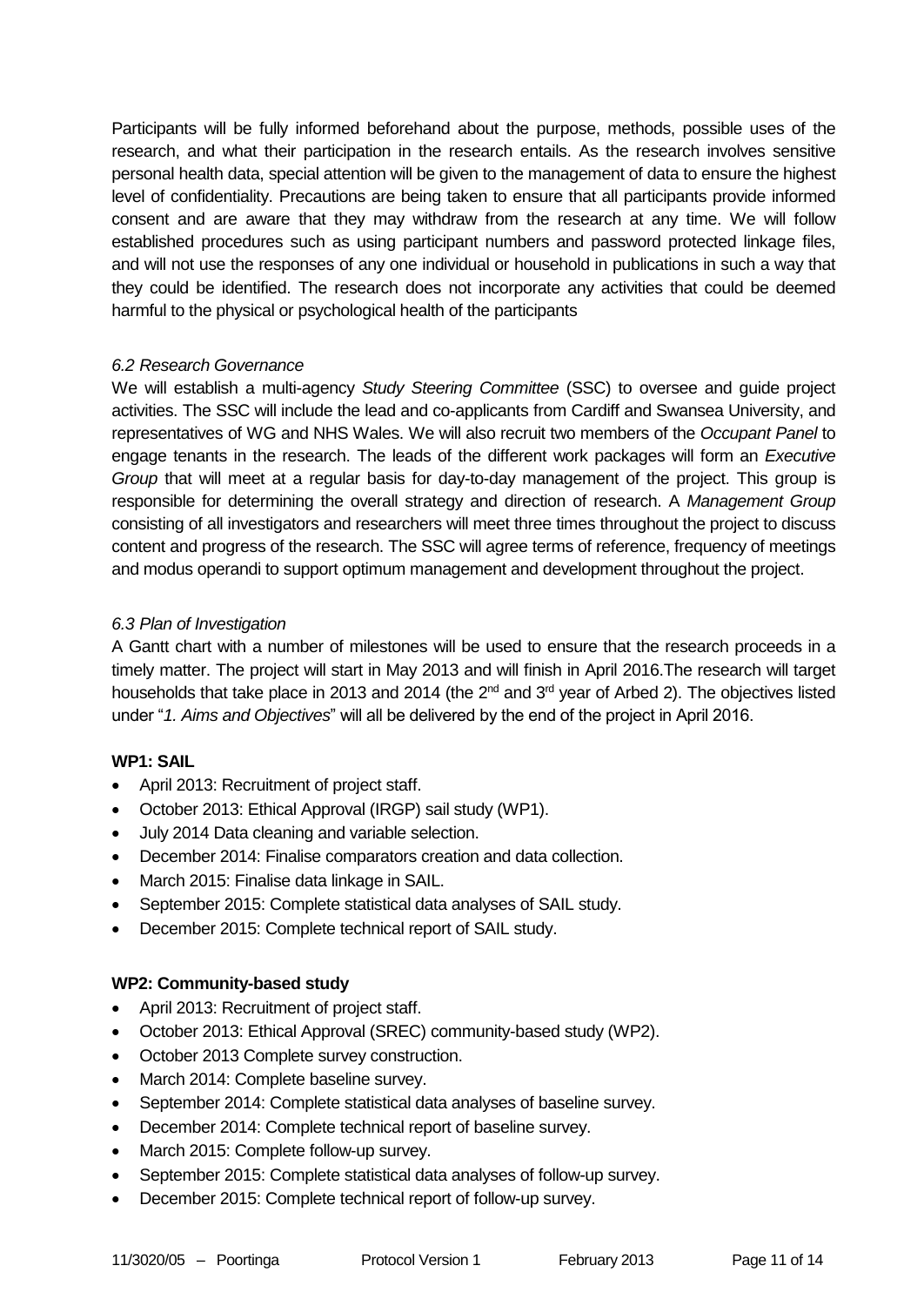Participants will be fully informed beforehand about the purpose, methods, possible uses of the research, and what their participation in the research entails. As the research involves sensitive personal health data, special attention will be given to the management of data to ensure the highest level of confidentiality. Precautions are being taken to ensure that all participants provide informed consent and are aware that they may withdraw from the research at any time. We will follow established procedures such as using participant numbers and password protected linkage files, and will not use the responses of any one individual or household in publications in such a way that they could be identified. The research does not incorporate any activities that could be deemed harmful to the physical or psychological health of the participants

### *6.2 Research Governance*

We will establish a multi-agency *Study Steering Committee* (SSC) to oversee and guide project activities. The SSC will include the lead and co-applicants from Cardiff and Swansea University, and representatives of WG and NHS Wales. We will also recruit two members of the *Occupant Panel* to engage tenants in the research. The leads of the different work packages will form an *Executive Group* that will meet at a regular basis for day-to-day management of the project. This group is responsible for determining the overall strategy and direction of research. A *Management Group* consisting of all investigators and researchers will meet three times throughout the project to discuss content and progress of the research. The SSC will agree terms of reference, frequency of meetings and modus operandi to support optimum management and development throughout the project.

### *6.3 Plan of Investigation*

A Gantt chart with a number of milestones will be used to ensure that the research proceeds in a timely matter. The project will start in May 2013 and will finish in April 2016.The research will target households that take place in 2013 and 2014 (the 2nd and 3rd year of Arbed 2). The objectives listed under "*1. Aims and Objectives*" will all be delivered by the end of the project in April 2016.

**WP1: SAIL**

- April 2013: Recruitment of project staff.
- October 2013: Ethical Approval (IRGP) sail study (WP1).
- July 2014 Data cleaning and variable selection.
- December 2014: Finalise comparators creation and data collection.
- March 2015: Finalise data linkage in SAIL.
- September 2015: Complete statistical data analyses of SAIL study.
- December 2015: Complete technical report of SAIL study.

**WP2: Community-based study**

- April 2013: Recruitment of project staff.
- October 2013: Ethical Approval (SREC) community-based study (WP2).
- October 2013 Complete survey construction.
- March 2014: Complete baseline survey.
- September 2014: Complete statistical data analyses of baseline survey.
- December 2014: Complete technical report of baseline survey.
- March 2015: Complete follow-up survey.
- September 2015: Complete statistical data analyses of follow-up survey.
- December 2015: Complete technical report of follow-up survey.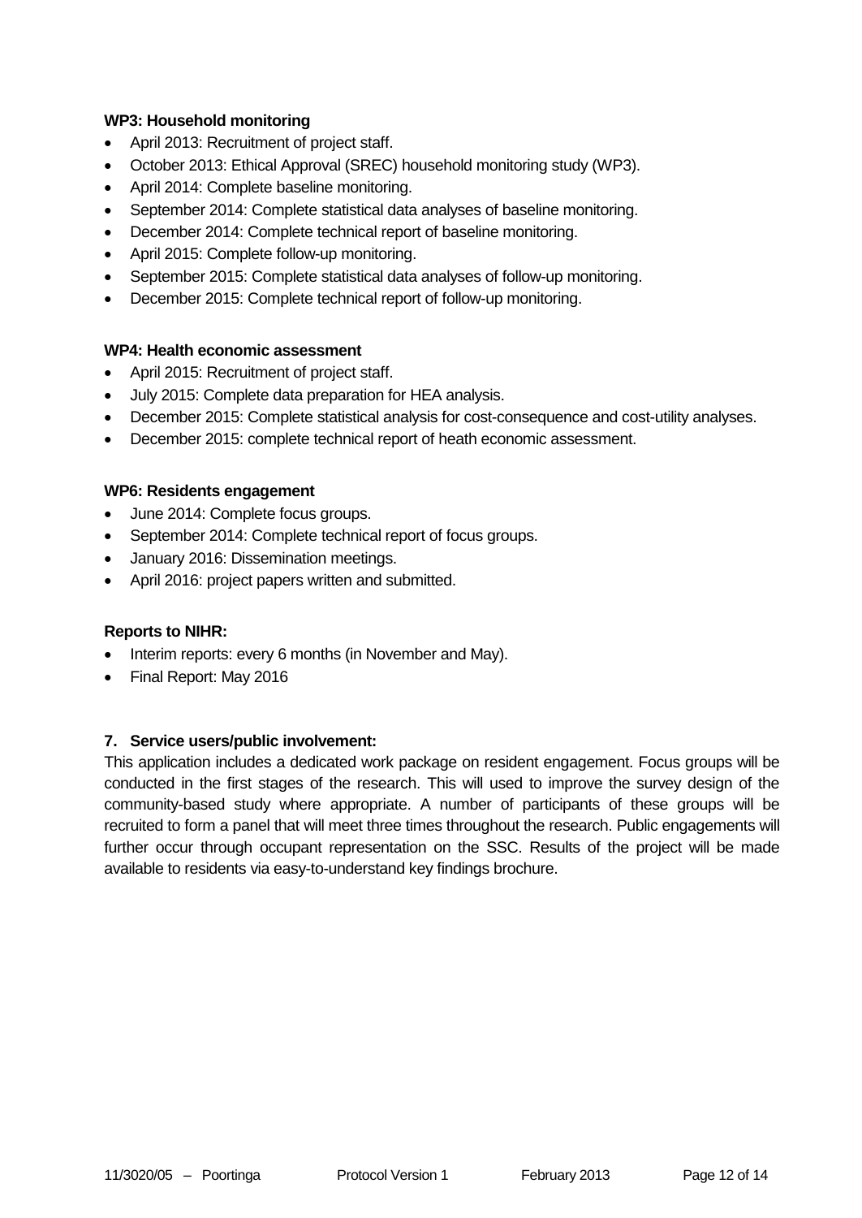**WP3: Household monitoring**

- April 2013: Recruitment of project staff.
- October 2013: Ethical Approval (SREC) household monitoring study (WP3).
- April 2014: Complete baseline monitoring.
- September 2014: Complete statistical data analyses of baseline monitoring.
- December 2014: Complete technical report of baseline monitoring.
- April 2015: Complete follow-up monitoring.
- September 2015: Complete statistical data analyses of follow-up monitoring.
- December 2015: Complete technical report of follow-up monitoring.

**WP4: Health economic assessment**

- April 2015: Recruitment of project staff.
- July 2015: Complete data preparation for HEA analysis.
- December 2015: Complete statistical analysis for cost-consequence and cost-utility analyses.
- December 2015: complete technical report of heath economic assessment.

**WP6: Residents engagement**

- June 2014: Complete focus groups.
- September 2014: Complete technical report of focus groups.
- January 2016: Dissemination meetings.
- April 2016: project papers written and submitted.

**Reports to NIHR:**

- Interim reports: every 6 months (in November and May).
- Final Report: May 2016

**7. Service users/public involvement:**

This application includes a dedicated work package on resident engagement. Focus groups will be conducted in the first stages of the research. This will used to improve the survey design of the community-based study where appropriate. A number of participants of these groups will be recruited to form a panel that will meet three times throughout the research. Public engagements will further occur through occupant representation on the SSC. Results of the project will be made available to residents via easy-to-understand key findings brochure.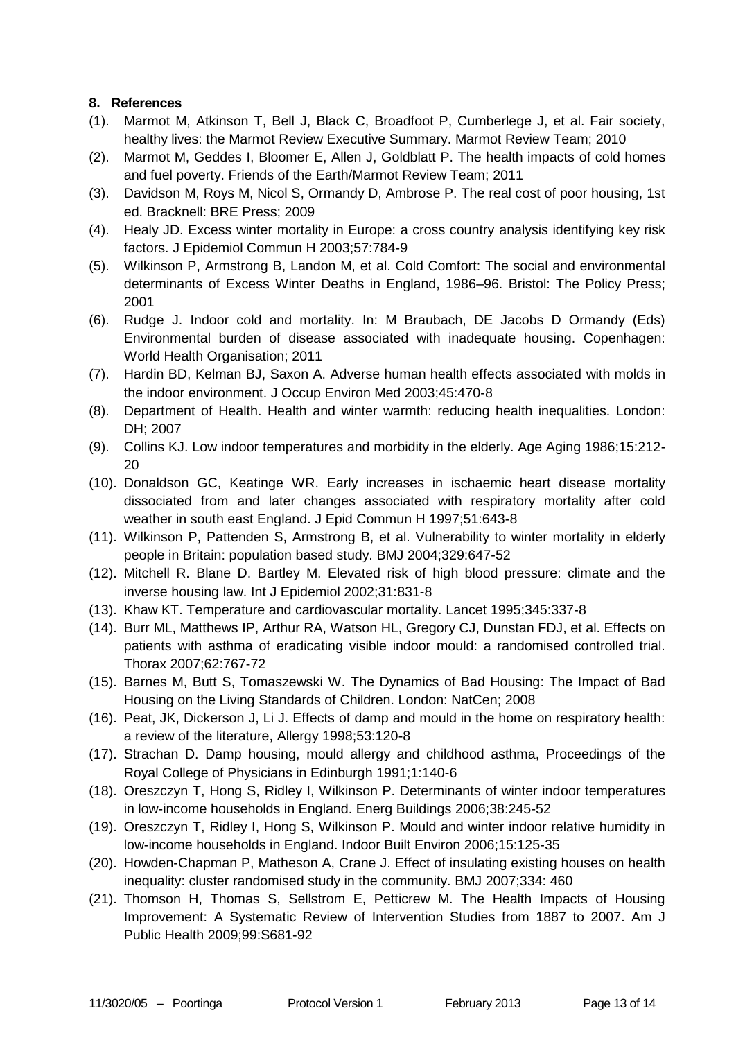## 8. References

(1). Marmot M, Atkinson T, Bell J, Black C, Broadfoot P, Cumberlege J, et al. Fair society, healthy lives: the Marmot Review Executive Summary. Marmot Review Team; 2010

(2). Marmot M, Geddes I, Bloomer E, Allen J, Goldblatt P. The health impacts of cold homes and fuel poverty. Friends of the Earth/Marmot Review Team; 2011

(3). Davidson M, Roys M, Nicol S, Ormandy D, Ambrose P. The real cost of poor housing, 1st ed. Bracknell: BRE Press; 2009

(4). Healy JD. Excess winter mortality in Europe: a cross country analysis identifying key risk factors. J Epidemiol Commun H 2003;57:784-9

(5). Wilkinson P, Armstrong B, Landon M, et al. Cold Comfort: The social and environmental determinants of Excess Winter Deaths in England, 1986–96. Bristol: The Policy Press; 2001

(6). Rudge J. Indoor cold and mortality. In: M Braubach, DE Jacobs D Ormandy (Eds) Environmental burden of disease associated with inadequate housing. Copenhagen: World Health Organisation; 2011

(7). Hardin BD, Kelman BJ, Saxon A. Adverse human health effects associated with molds in the indoor environment. J Occup Environ Med 2003;45:470-8

(8). Department of Health. Health and winter warmth: reducing health inequalities. London: DH; 2007

(9). Collins KJ. Low indoor temperatures and morbidity in the elderly. Age Aging 1986;15:212-20

(10). Donaldson GC, Keatinge WR. Early increases in ischaemic heart disease mortality dissociated from and later changes associated with respiratory mortality after cold weather in south east England. J Epid Commun H 1997;51:643-8

(11). Wilkinson P, Pattenden S, Armstrong B, et al. Vulnerability to winter mortality in elderly people in Britain: population based study. BMJ 2004;329:647-52

(12). Mitchell R. Blane D. Bartley M. Elevated risk of high blood pressure: climate and the inverse housing law. Int J Epidemiol 2002;31:831-8

(13). Khaw KT. Temperature and cardiovascular mortality. Lancet 1995;345:337-8

(14). Burr ML, Matthews IP, Arthur RA, Watson HL, Gregory CJ, Dunstan FDJ, et al. Effects on patients with asthma of eradicating visible indoor mould: a randomised controlled trial. Thorax 2007;62:767-72

(15). Barnes M, Butt S, Tomaszewski W. The Dynamics of Bad Housing: The Impact of Bad Housing on the Living Standards of Children. London: NatCen; 2008

(16). Peat, JK, Dickerson J, Li J. Effects of damp and mould in the home on respiratory health: a review of the literature, Allergy 1998;53:120-8

(17). Strachan D. Damp housing, mould allergy and childhood asthma, Proceedings of the Royal College of Physicians in Edinburgh 1991;1:140-6

(18). Oreszczyn T, Hong S, Ridley I, Wilkinson P. Determinants of winter indoor temperatures in low-income households in England. Energ Buildings 2006;38:245-52

(19). Oreszczyn T, Ridley I, Hong S, Wilkinson P. Mould and winter indoor relative humidity in low-income households in England. Indoor Built Environ 2006;15:125-35

(20). Howden-Chapman P, Matheson A, Crane J. Effect of insulating existing houses on health inequality: cluster randomised study in the community. BMJ 2007;334: 460

(21). Thomson H, Thomas S, Sellstrom E, Petticrew M. The Health Impacts of Housing Improvement: A Systematic Review of Intervention Studies from 1887 to 2007. Am J Public Health 2009;99:S681-92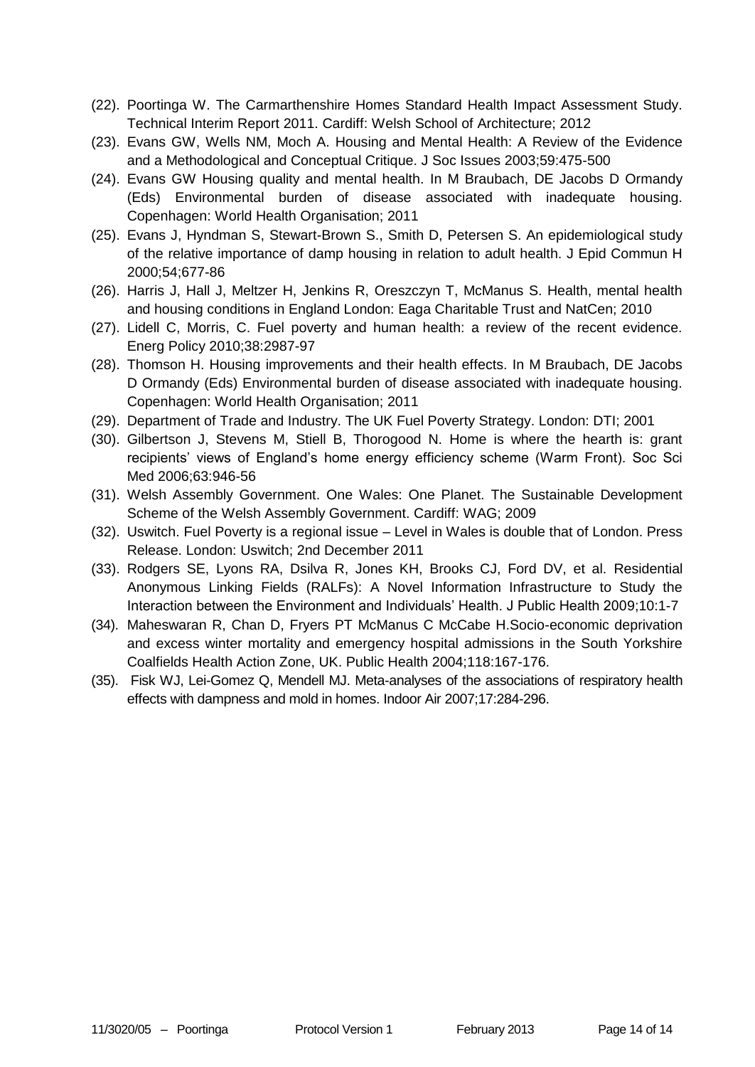(22). Poortinga W. The Carmarthenshire Homes Standard Health Impact Assessment Study. Technical Interim Report 2011. Cardiff: Welsh School of Architecture; 2012

(23). Evans GW, Wells NM, Moch A. Housing and Mental Health: A Review of the Evidence and a Methodological and Conceptual Critique. J Soc Issues 2003;59:475-500

(24). Evans GW Housing quality and mental health. In M Braubach, DE Jacobs D Ormandy (Eds) Environmental burden of disease associated with inadequate housing. Copenhagen: World Health Organisation; 2011

(25). Evans J, Hyndman S, Stewart-Brown S., Smith D, Petersen S. An epidemiological study of the relative importance of damp housing in relation to adult health. J Epid Commun H 2000;54;677-86

(26). Harris J, Hall J, Meltzer H, Jenkins R, Oreszczyn T, McManus S. Health, mental health and housing conditions in England London: Eaga Charitable Trust and NatCen; 2010

(27). Lidell C, Morris, C. Fuel poverty and human health: a review of the recent evidence. Energ Policy 2010;38:2987-97

(28). Thomson H. Housing improvements and their health effects. In M Braubach, DE Jacobs D Ormandy (Eds) Environmental burden of disease associated with inadequate housing. Copenhagen: World Health Organisation; 2011

(29). Department of Trade and Industry. The UK Fuel Poverty Strategy. London: DTI; 2001

(30). Gilbertson J, Stevens M, Stiell B, Thorogood N. Home is where the hearth is: grant recipients' views of England's home energy efficiency scheme (Warm Front). Soc Sci Med 2006;63:946-56

(31). Welsh Assembly Government. One Wales: One Planet. The Sustainable Development Scheme of the Welsh Assembly Government. Cardiff: WAG; 2009

(32). Uswitch. Fuel Poverty is a regional issue – Level in Wales is double that of London. Press Release. London: Uswitch; 2nd December 2011

(33). Rodgers SE, Lyons RA, Dsilva R, Jones KH, Brooks CJ, Ford DV, et al. Residential Anonymous Linking Fields (RALFs): A Novel Information Infrastructure to Study the Interaction between the Environment and Individuals' Health. J Public Health 2009;10:1-7

(34). Maheswaran R, Chan D, Fryers PT McManus C McCabe H.Socio-economic deprivation and excess winter mortality and emergency hospital admissions in the South Yorkshire Coalfields Health Action Zone, UK. Public Health 2004;118:167-176.

(35). Fisk WJ, Lei-Gomez Q, Mendell MJ. Meta-analyses of the associations of respiratory health effects with dampness and mold in homes. Indoor Air 2007;17:284-296.